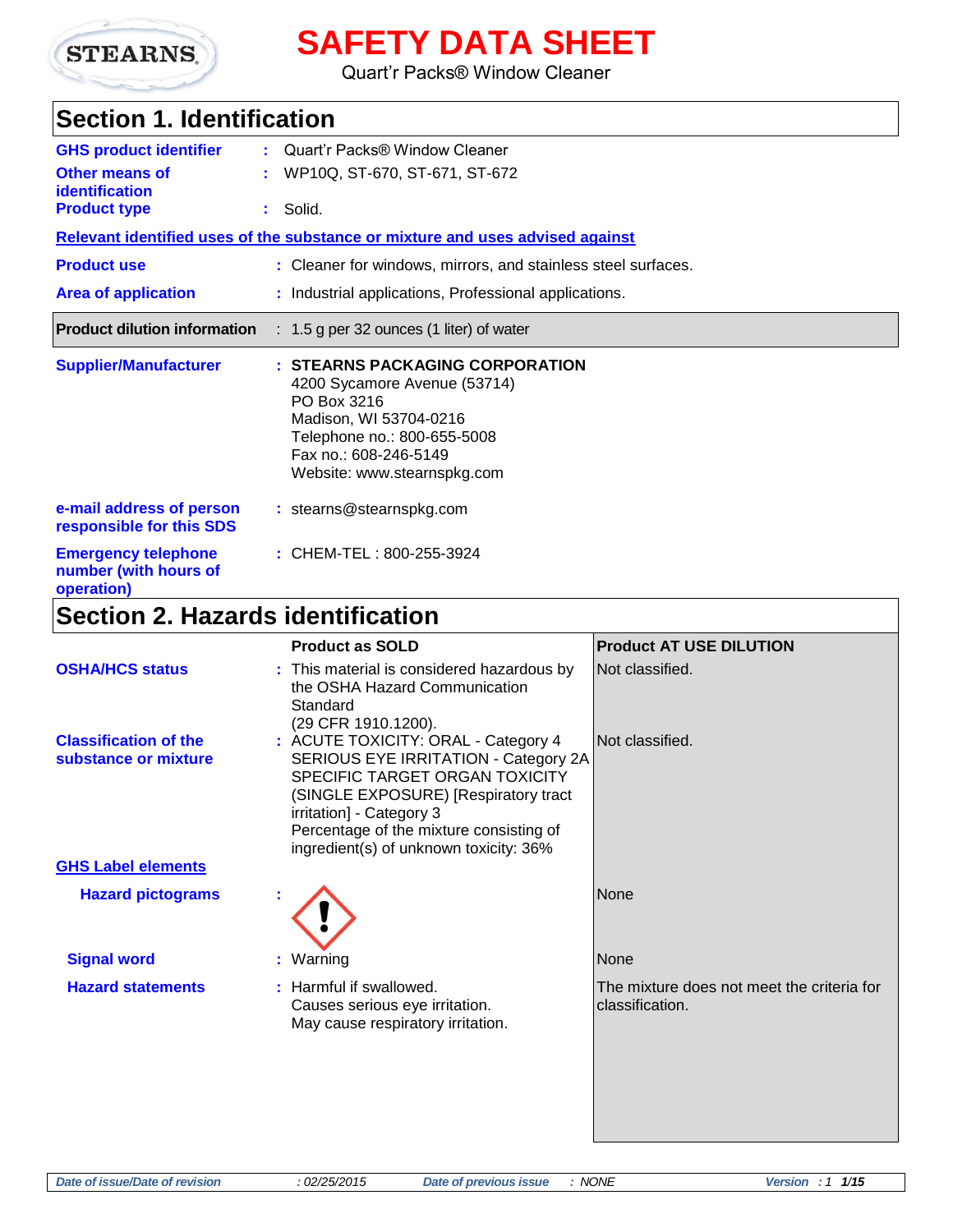STEARNS

# SAFETY DATA SHEET

Quart'r Packs® Window Cleaner

## Section 1. Identification

**GHS product identifier** : Quart'r Packs® Window Cleaner

**Other means of identification** : WP10Q, ST-670, ST-671, ST-672

**Product type** : Solid.

**Relevant identified uses of the substance or mixture and uses advised against**

**Product use** : Cleaner for windows, mirrors, and stainless steel surfaces.

**Area of application** : Industrial applications, Professional applications.

**Product dilution information** : 1.5 g per 32 ounces (1 liter) of water

**Supplier/Manufacturer** : **STEARNS PACKAGING CORPORATION**
4200 Sycamore Avenue (53714)
PO Box 3216
Madison, WI 53704-0216
Telephone no.: 800-655-5008
Fax no.: 608-246-5149
Website: www.stearnspkg.com

**e-mail address of person responsible for this SDS** : stearns@stearnspkg.com

**Emergency telephone number (with hours of operation)** : CHEM-TEL : 800-255-3924

## Section 2. Hazards identification

| | Product as SOLD | Product AT USE DILUTION |
|---|---|---|
| **OSHA/HCS status** | This material is considered hazardous by the OSHA Hazard Communication Standard (29 CFR 1910.1200). | Not classified. |
| **Classification of the substance or mixture** | ACUTE TOXICITY: ORAL - Category 4<br>SERIOUS EYE IRRITATION - Category 2A<br>SPECIFIC TARGET ORGAN TOXICITY (SINGLE EXPOSURE) [Respiratory tract irritation] - Category 3<br>Percentage of the mixture consisting of ingredient(s) of unknown toxicity: 36% | Not classified. |
| **GHS Label elements** | | |
| **Hazard pictograms** | (exclamation mark pictogram) | None |
| **Signal word** | Warning | None |
| **Hazard statements** | Harmful if swallowed.<br>Causes serious eye irritation.<br>May cause respiratory irritation. | The mixture does not meet the criteria for classification. |

*Date of issue/Date of revision* : 02/25/2015 *Date of previous issue* : NONE *Version* : 1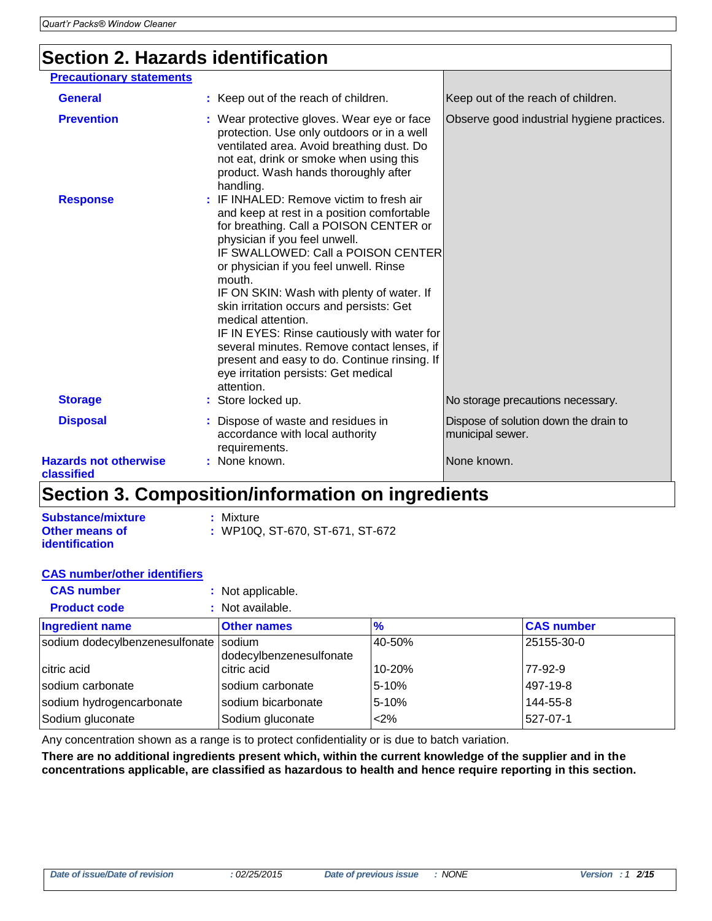## Section 2. Hazards identification

**Precautionary statements**

| | | |
|---|---|---|
| **General** | Keep out of the reach of children. | Keep out of the reach of children. |
| **Prevention** | Wear protective gloves. Wear eye or face protection. Use only outdoors or in a well ventilated area. Avoid breathing dust. Do not eat, drink or smoke when using this product. Wash hands thoroughly after handling. | Observe good industrial hygiene practices. |
| **Response** | IF INHALED: Remove victim to fresh air and keep at rest in a position comfortable for breathing. Call a POISON CENTER or physician if you feel unwell. IF SWALLOWED: Call a POISON CENTER or physician if you feel unwell. Rinse mouth. IF ON SKIN: Wash with plenty of water. If skin irritation occurs and persists: Get medical attention. IF IN EYES: Rinse cautiously with water for several minutes. Remove contact lenses, if present and easy to do. Continue rinsing. If eye irritation persists: Get medical attention. | |
| **Storage** | Store locked up. | No storage precautions necessary. |
| **Disposal** | Dispose of waste and residues in accordance with local authority requirements. | Dispose of solution down the drain to municipal sewer. |
| **Hazards not otherwise classified** | None known. | None known. |

## Section 3. Composition/information on ingredients

**Substance/mixture** : Mixture

**Other means of identification** : WP10Q, ST-670, ST-671, ST-672

**CAS number/other identifiers**

**CAS number** : Not applicable.

**Product code** : Not available.

| Ingredient name | Other names | % | CAS number |
|---|---|---|---|
| sodium dodecylbenzenesulfonate | sodium dodecylbenzenesulfonate | 40-50% | 25155-30-0 |
| citric acid | citric acid | 10-20% | 77-92-9 |
| sodium carbonate | sodium carbonate | 5-10% | 497-19-8 |
| sodium hydrogencarbonate | sodium bicarbonate | 5-10% | 144-55-8 |
| Sodium gluconate | Sodium gluconate | <2% | 527-07-1 |

Any concentration shown as a range is to protect confidentiality or is due to batch variation.

**There are no additional ingredients present which, within the current knowledge of the supplier and in the concentrations applicable, are classified as hazardous to health and hence require reporting in this section.**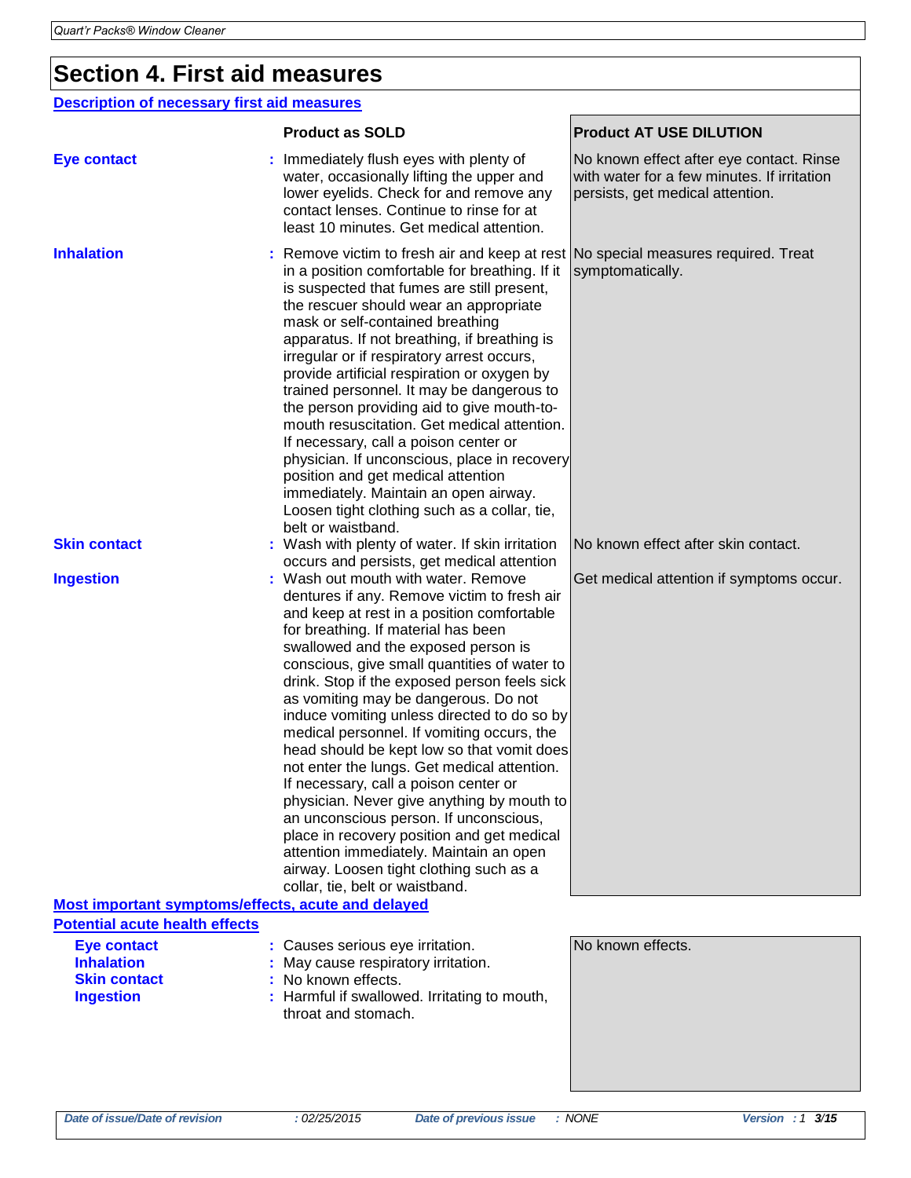# Section 4. First aid measures

## Description of necessary first aid measures

| | Product as SOLD | Product AT USE DILUTION |
|---|---|---|
| **Eye contact** | Immediately flush eyes with plenty of water, occasionally lifting the upper and lower eyelids. Check for and remove any contact lenses. Continue to rinse for at least 10 minutes. Get medical attention. | No known effect after eye contact. Rinse with water for a few minutes. If irritation persists, get medical attention. |
| **Inhalation** | Remove victim to fresh air and keep at rest in a position comfortable for breathing. If it is suspected that fumes are still present, the rescuer should wear an appropriate mask or self-contained breathing apparatus. If not breathing, if breathing is irregular or if respiratory arrest occurs, provide artificial respiration or oxygen by trained personnel. It may be dangerous to the person providing aid to give mouth-to-mouth resuscitation. Get medical attention. If necessary, call a poison center or physician. If unconscious, place in recovery position and get medical attention immediately. Maintain an open airway. Loosen tight clothing such as a collar, tie, belt or waistband. | No special measures required. Treat symptomatically. |
| **Skin contact** | Wash with plenty of water. If skin irritation occurs and persists, get medical attention | No known effect after skin contact. |
| **Ingestion** | Wash out mouth with water. Remove dentures if any. Remove victim to fresh air and keep at rest in a position comfortable for breathing. If material has been swallowed and the exposed person is conscious, give small quantities of water to drink. Stop if the exposed person feels sick as vomiting may be dangerous. Do not induce vomiting unless directed to do so by medical personnel. If vomiting occurs, the head should be kept low so that vomit does not enter the lungs. Get medical attention. If necessary, call a poison center or physician. Never give anything by mouth to an unconscious person. If unconscious, place in recovery position and get medical attention immediately. Maintain an open airway. Loosen tight clothing such as a collar, tie, belt or waistband. | Get medical attention if symptoms occur. |

## Most important symptoms/effects, acute and delayed

### Potential acute health effects

| | Product as SOLD | Product AT USE DILUTION |
|---|---|---|
| **Eye contact** | Causes serious eye irritation. | No known effects. |
| **Inhalation** | May cause respiratory irritation. | |
| **Skin contact** | No known effects. | |
| **Ingestion** | Harmful if swallowed. Irritating to mouth, throat and stomach. | |

*Date of issue/Date of revision* : 02/25/2015 *Date of previous issue* : NONE *Version* : 1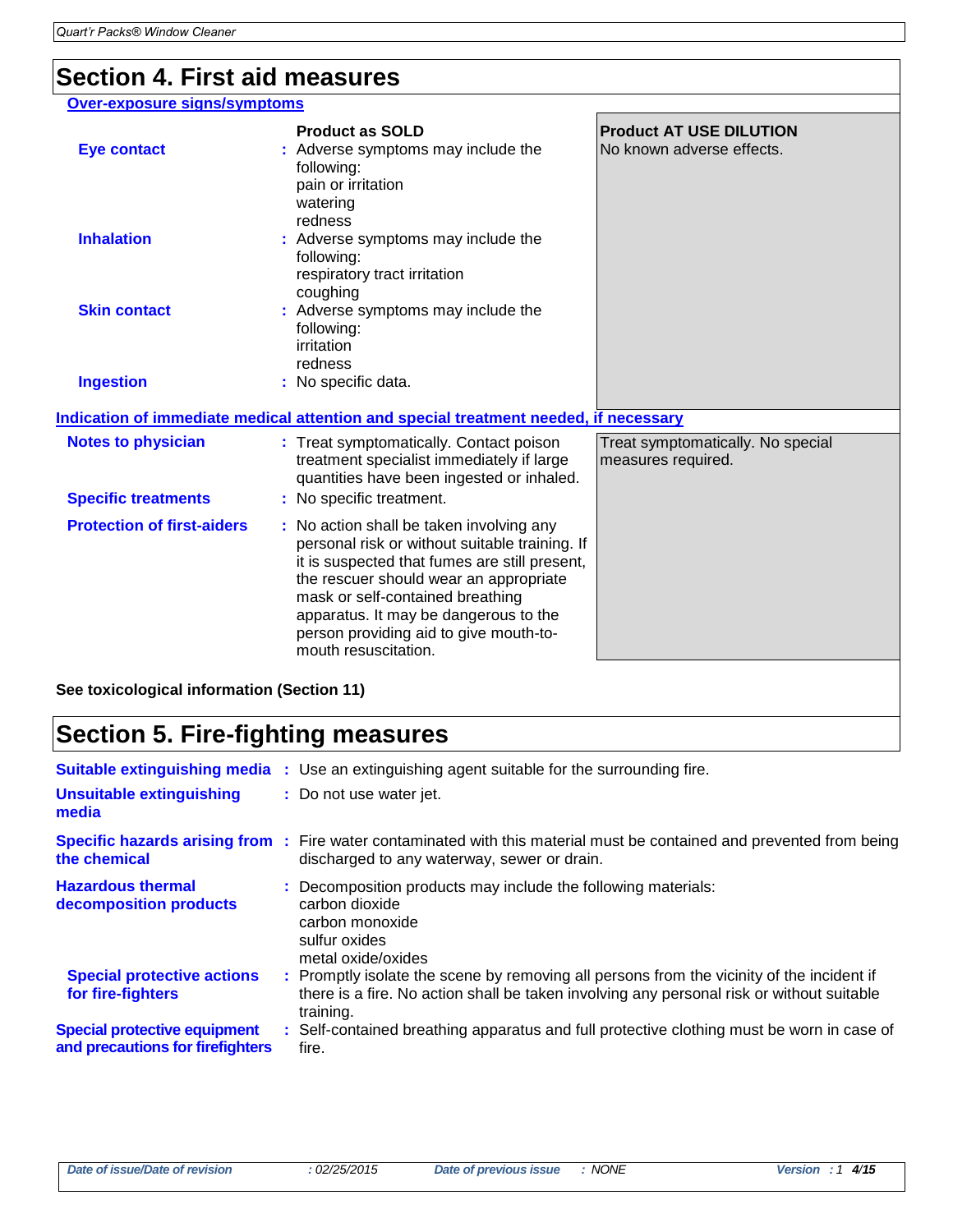## Section 4. First aid measures

**Over-exposure signs/symptoms**

| | Product as SOLD | Product AT USE DILUTION |
|---|---|---|
| **Eye contact** | Adverse symptoms may include the following: pain or irritation, watering, redness | No known adverse effects. |
| **Inhalation** | Adverse symptoms may include the following: respiratory tract irritation, coughing | |
| **Skin contact** | Adverse symptoms may include the following: irritation, redness | |
| **Ingestion** | No specific data. | |

**Indication of immediate medical attention and special treatment needed, if necessary**

| | Product as SOLD | Product AT USE DILUTION |
|---|---|---|
| **Notes to physician** | Treat symptomatically. Contact poison treatment specialist immediately if large quantities have been ingested or inhaled. | Treat symptomatically. No special measures required. |
| **Specific treatments** | No specific treatment. | |
| **Protection of first-aiders** | No action shall be taken involving any personal risk or without suitable training. If it is suspected that fumes are still present, the rescuer should wear an appropriate mask or self-contained breathing apparatus. It may be dangerous to the person providing aid to give mouth-to-mouth resuscitation. | |

**See toxicological information (Section 11)**

## Section 5. Fire-fighting measures

**Suitable extinguishing media** : Use an extinguishing agent suitable for the surrounding fire.

**Unsuitable extinguishing media** : Do not use water jet.

**Specific hazards arising from the chemical** : Fire water contaminated with this material must be contained and prevented from being discharged to any waterway, sewer or drain.

**Hazardous thermal decomposition products** : Decomposition products may include the following materials:
carbon dioxide
carbon monoxide
sulfur oxides
metal oxide/oxides

**Special protective actions for fire-fighters** : Promptly isolate the scene by removing all persons from the vicinity of the incident if there is a fire. No action shall be taken involving any personal risk or without suitable training.

**Special protective equipment and precautions for firefighters** : Self-contained breathing apparatus and full protective clothing must be worn in case of fire.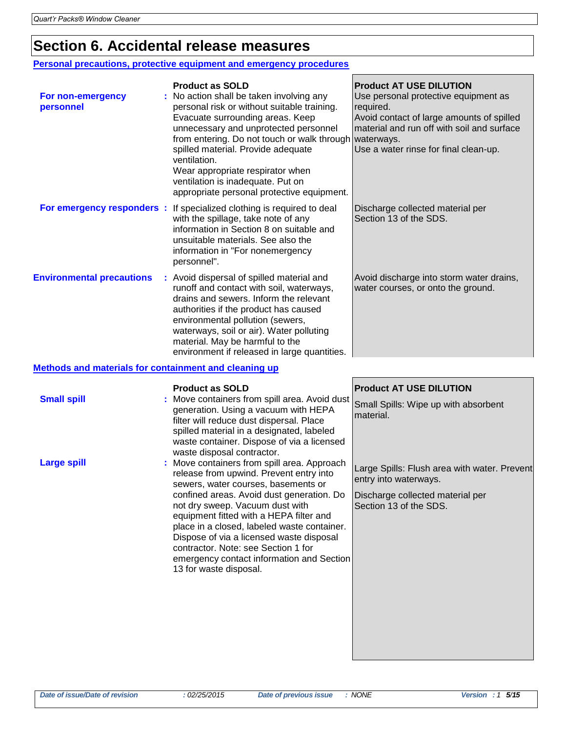# Section 6. Accidental release measures

## Personal precautions, protective equipment and emergency procedures

| | Product as SOLD | Product AT USE DILUTION |
|---|---|---|
| **For non-emergency personnel** | No action shall be taken involving any personal risk or without suitable training. Evacuate surrounding areas. Keep unnecessary and unprotected personnel from entering. Do not touch or walk through spilled material. Provide adequate ventilation. Wear appropriate respirator when ventilation is inadequate. Put on appropriate personal protective equipment. | Use personal protective equipment as required. Avoid contact of large amounts of spilled material and run off with soil and surface waterways. Use a water rinse for final clean-up. |
| **For emergency responders** | If specialized clothing is required to deal with the spillage, take note of any information in Section 8 on suitable and unsuitable materials. See also the information in "For nonemergency personnel". | Discharge collected material per Section 13 of the SDS. |
| **Environmental precautions** | Avoid dispersal of spilled material and runoff and contact with soil, waterways, drains and sewers. Inform the relevant authorities if the product has caused environmental pollution (sewers, waterways, soil or air). Water polluting material. May be harmful to the environment if released in large quantities. | Avoid discharge into storm water drains, water courses, or onto the ground. |

## Methods and materials for containment and cleaning up

| | Product as SOLD | Product AT USE DILUTION |
|---|---|---|
| **Small spill** | Move containers from spill area. Avoid dust generation. Using a vacuum with HEPA filter will reduce dust dispersal. Place spilled material in a designated, labeled waste container. Dispose of via a licensed waste disposal contractor. | Small Spills: Wipe up with absorbent material. |
| **Large spill** | Move containers from spill area. Approach release from upwind. Prevent entry into sewers, water courses, basements or confined areas. Avoid dust generation. Do not dry sweep. Vacuum dust with equipment fitted with a HEPA filter and place in a closed, labeled waste container. Dispose of via a licensed waste disposal contractor. Note: see Section 1 for emergency contact information and Section 13 for waste disposal. | Large Spills: Flush area with water. Prevent entry into waterways. Discharge collected material per Section 13 of the SDS. |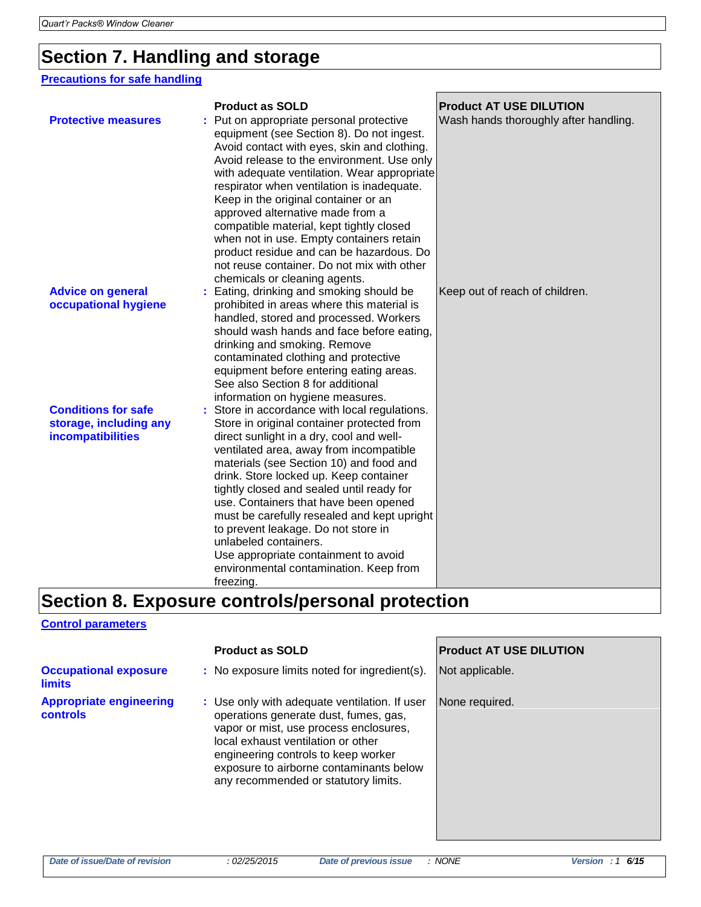# Section 7. Handling and storage

## Precautions for safe handling

| | Product as SOLD | Product AT USE DILUTION |
|---|---|---|
| **Protective measures** | Put on appropriate personal protective equipment (see Section 8). Do not ingest. Avoid contact with eyes, skin and clothing. Avoid release to the environment. Use only with adequate ventilation. Wear appropriate respirator when ventilation is inadequate. Keep in the original container or an approved alternative made from a compatible material, kept tightly closed when not in use. Empty containers retain product residue and can be hazardous. Do not reuse container. Do not mix with other chemicals or cleaning agents. | Wash hands thoroughly after handling. |
| **Advice on general occupational hygiene** | Eating, drinking and smoking should be prohibited in areas where this material is handled, stored and processed. Workers should wash hands and face before eating, drinking and smoking. Remove contaminated clothing and protective equipment before entering eating areas. See also Section 8 for additional information on hygiene measures. | Keep out of reach of children. |
| **Conditions for safe storage, including any incompatibilities** | Store in accordance with local regulations. Store in original container protected from direct sunlight in a dry, cool and well-ventilated area, away from incompatible materials (see Section 10) and food and drink. Store locked up. Keep container tightly closed and sealed until ready for use. Containers that have been opened must be carefully resealed and kept upright to prevent leakage. Do not store in unlabeled containers. Use appropriate containment to avoid environmental contamination. Keep from freezing. | |

# Section 8. Exposure controls/personal protection

## Control parameters

| | Product as SOLD | Product AT USE DILUTION |
|---|---|---|
| **Occupational exposure limits** | No exposure limits noted for ingredient(s). | Not applicable. |
| **Appropriate engineering controls** | Use only with adequate ventilation. If user operations generate dust, fumes, gas, vapor or mist, use process enclosures, local exhaust ventilation or other engineering controls to keep worker exposure to airborne contaminants below any recommended or statutory limits. | None required. |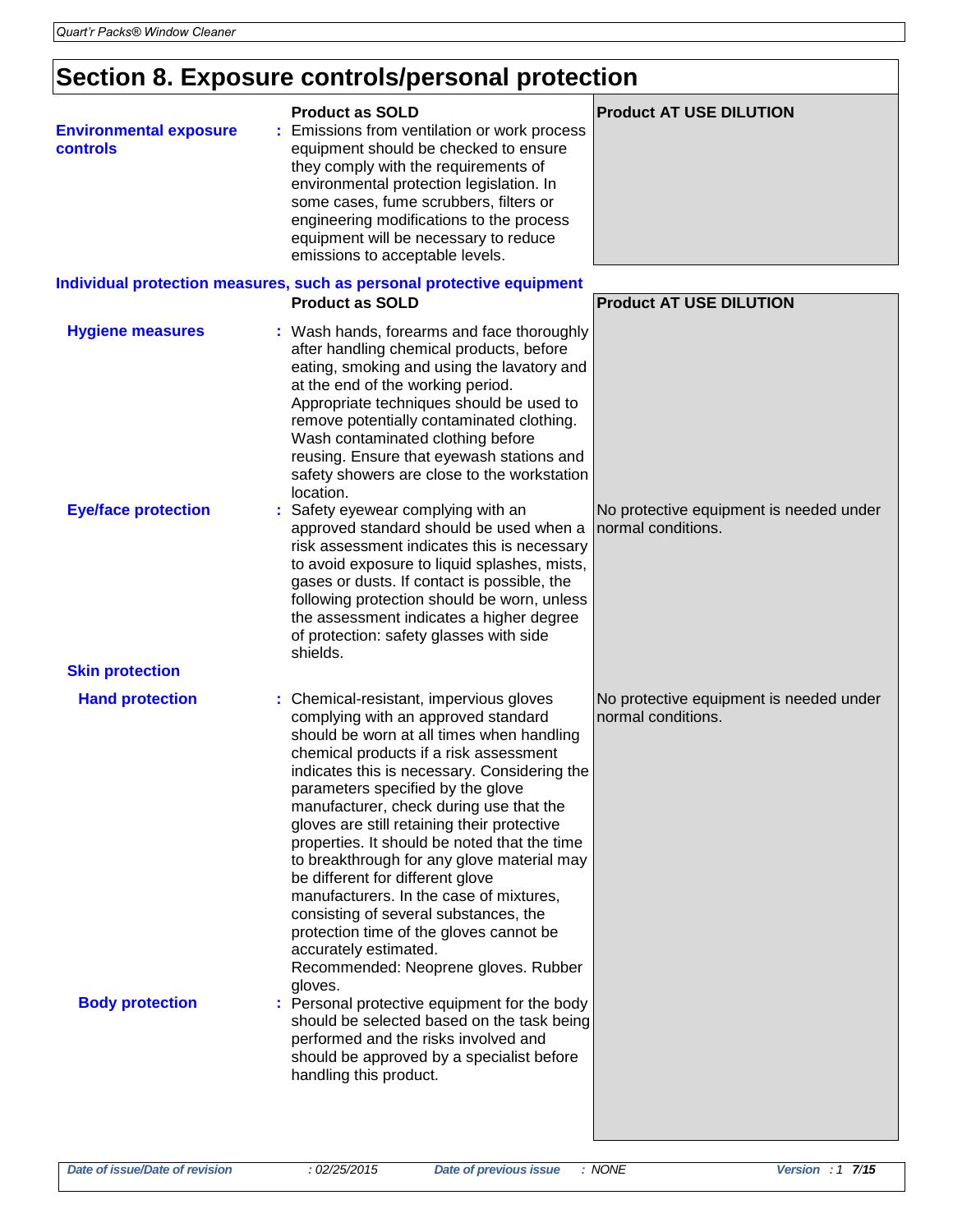# Section 8. Exposure controls/personal protection

| | Product as SOLD | Product AT USE DILUTION |
|---|---|---|
| **Environmental exposure controls** | Emissions from ventilation or work process equipment should be checked to ensure they comply with the requirements of environmental protection legislation. In some cases, fume scrubbers, filters or engineering modifications to the process equipment will be necessary to reduce emissions to acceptable levels. | |

## Individual protection measures, such as personal protective equipment

| | Product as SOLD | Product AT USE DILUTION |
|---|---|---|
| **Hygiene measures** | Wash hands, forearms and face thoroughly after handling chemical products, before eating, smoking and using the lavatory and at the end of the working period. Appropriate techniques should be used to remove potentially contaminated clothing. Wash contaminated clothing before reusing. Ensure that eyewash stations and safety showers are close to the workstation location. | |
| **Eye/face protection** | Safety eyewear complying with an approved standard should be used when a risk assessment indicates this is necessary to avoid exposure to liquid splashes, mists, gases or dusts. If contact is possible, the following protection should be worn, unless the assessment indicates a higher degree of protection: safety glasses with side shields. | No protective equipment is needed under normal conditions. |
| **Skin protection** | | |
| **Hand protection** | Chemical-resistant, impervious gloves complying with an approved standard should be worn at all times when handling chemical products if a risk assessment indicates this is necessary. Considering the parameters specified by the glove manufacturer, check during use that the gloves are still retaining their protective properties. It should be noted that the time to breakthrough for any glove material may be different for different glove manufacturers. In the case of mixtures, consisting of several substances, the protection time of the gloves cannot be accurately estimated. Recommended: Neoprene gloves. Rubber gloves. | No protective equipment is needed under normal conditions. |
| **Body protection** | Personal protective equipment for the body should be selected based on the task being performed and the risks involved and should be approved by a specialist before handling this product. | |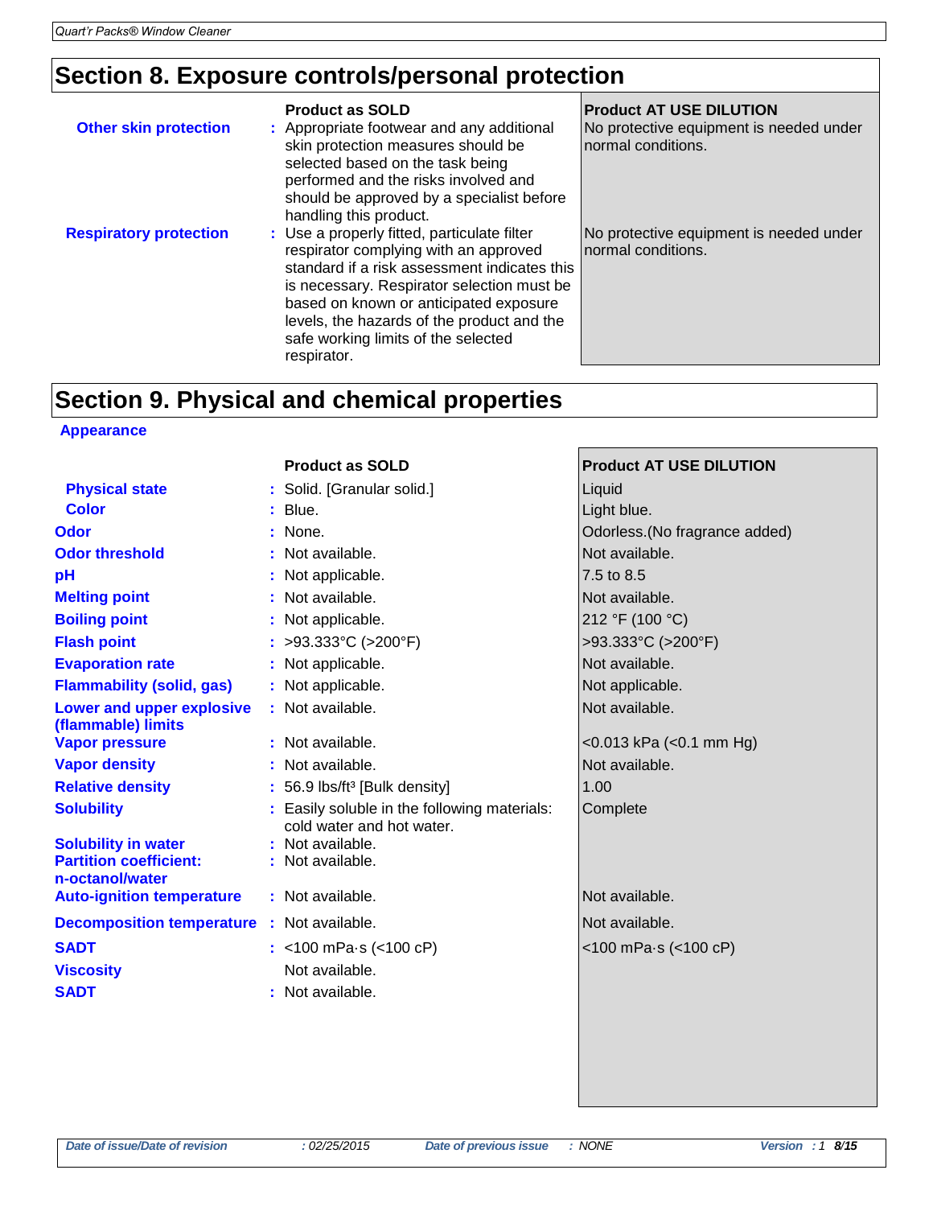## Section 8. Exposure controls/personal protection

| | Product as SOLD | Product AT USE DILUTION |
|---|---|---|
| **Other skin protection** | Appropriate footwear and any additional skin protection measures should be selected based on the task being performed and the risks involved and should be approved by a specialist before handling this product. | No protective equipment is needed under normal conditions. |
| **Respiratory protection** | Use a properly fitted, particulate filter respirator complying with an approved standard if a risk assessment indicates this is necessary. Respirator selection must be based on known or anticipated exposure levels, the hazards of the product and the safe working limits of the selected respirator. | No protective equipment is needed under normal conditions. |

## Section 9. Physical and chemical properties

**Appearance**

| | Product as SOLD | Product AT USE DILUTION |
|---|---|---|
| **Physical state** | Solid. [Granular solid.] | Liquid |
| **Color** | Blue. | Light blue. |
| **Odor** | None. | Odorless.(No fragrance added) |
| **Odor threshold** | Not available. | Not available. |
| **pH** | Not applicable. | 7.5 to 8.5 |
| **Melting point** | Not available. | Not available. |
| **Boiling point** | Not applicable. | 212 °F (100 °C) |
| **Flash point** | >93.333°C (>200°F) | >93.333°C (>200°F) |
| **Evaporation rate** | Not applicable. | Not available. |
| **Flammability (solid, gas)** | Not applicable. | Not applicable. |
| **Lower and upper explosive (flammable) limits** | Not available. | Not available. |
| **Vapor pressure** | Not available. | <0.013 kPa (<0.1 mm Hg) |
| **Vapor density** | Not available. | Not available. |
| **Relative density** | 56.9 lbs/ft³ [Bulk density] | 1.00 |
| **Solubility** | Easily soluble in the following materials: cold water and hot water. | Complete |
| **Solubility in water** | Not available. | |
| **Partition coefficient: n-octanol/water** | Not available. | |
| **Auto-ignition temperature** | Not available. | Not available. |
| **Decomposition temperature** | Not available. | Not available. |
| **SADT** | <100 mPa·s (<100 cP) | <100 mPa·s (<100 cP) |
| **Viscosity** | Not available. | |
| **SADT** | Not available. | |

| Date of issue/Date of revision | : 02/25/2015 | Date of previous issue | : NONE | Version : 1 |
|---|---|---|---|---|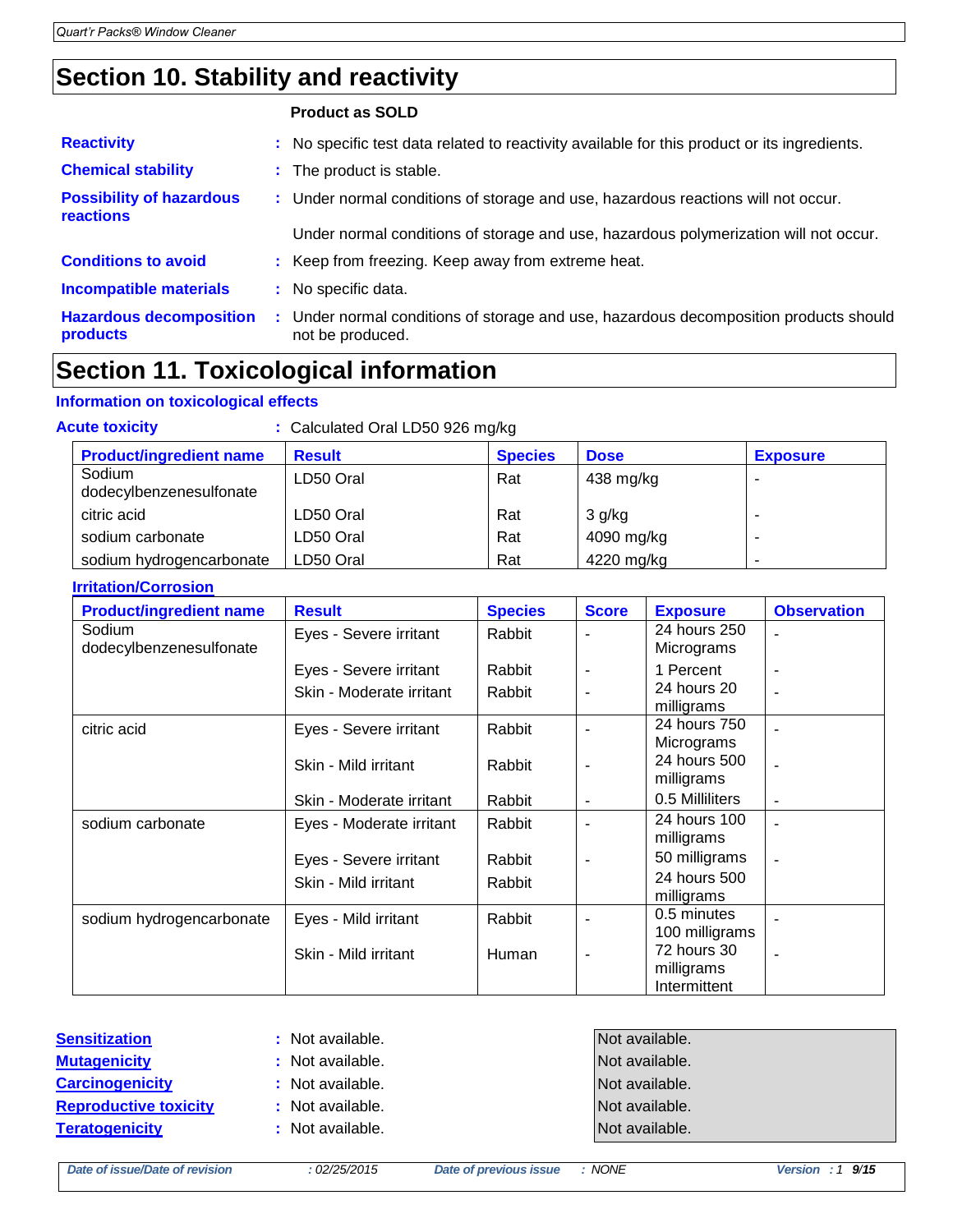# Section 10. Stability and reactivity

**Product as SOLD**

**Reactivity** : No specific test data related to reactivity available for this product or its ingredients.

**Chemical stability** : The product is stable.

**Possibility of hazardous reactions** : Under normal conditions of storage and use, hazardous reactions will not occur.

Under normal conditions of storage and use, hazardous polymerization will not occur.

**Conditions to avoid** : Keep from freezing. Keep away from extreme heat.

**Incompatible materials** : No specific data.

**Hazardous decomposition products** : Under normal conditions of storage and use, hazardous decomposition products should not be produced.

# Section 11. Toxicological information

## Information on toxicological effects

**Acute toxicity** : Calculated Oral LD50 926 mg/kg

| Product/ingredient name | Result | Species | Dose | Exposure |
|---|---|---|---|---|
| Sodium dodecylbenzenesulfonate | LD50 Oral | Rat | 438 mg/kg | - |
| citric acid | LD50 Oral | Rat | 3 g/kg | - |
| sodium carbonate | LD50 Oral | Rat | 4090 mg/kg | - |
| sodium hydrogencarbonate | LD50 Oral | Rat | 4220 mg/kg | - |

**Irritation/Corrosion**

| Product/ingredient name | Result | Species | Score | Exposure | Observation |
|---|---|---|---|---|---|
| Sodium dodecylbenzenesulfonate | Eyes - Severe irritant | Rabbit | - | 24 hours 250 Micrograms | - |
| | Eyes - Severe irritant | Rabbit | - | 1 Percent | - |
| | Skin - Moderate irritant | Rabbit | - | 24 hours 20 milligrams | - |
| citric acid | Eyes - Severe irritant | Rabbit | - | 24 hours 750 Micrograms | - |
| | Skin - Mild irritant | Rabbit | - | 24 hours 500 milligrams | - |
| | Skin - Moderate irritant | Rabbit | - | 0.5 Milliliters | - |
| sodium carbonate | Eyes - Moderate irritant | Rabbit | - | 24 hours 100 milligrams | - |
| | Eyes - Severe irritant | Rabbit | - | 50 milligrams | - |
| | Skin - Mild irritant | Rabbit | | 24 hours 500 milligrams | |
| sodium hydrogencarbonate | Eyes - Mild irritant | Rabbit | - | 0.5 minutes 100 milligrams | - |
| | Skin - Mild irritant | Human | - | 72 hours 30 milligrams Intermittent | - |

**Sensitization** : Not available.

**Mutagenicity** : Not available.

**Carcinogenicity** : Not available.

**Reproductive toxicity** : Not available.

**Teratogenicity** : Not available.

Not available.
Not available.
Not available.
Not available.
Not available.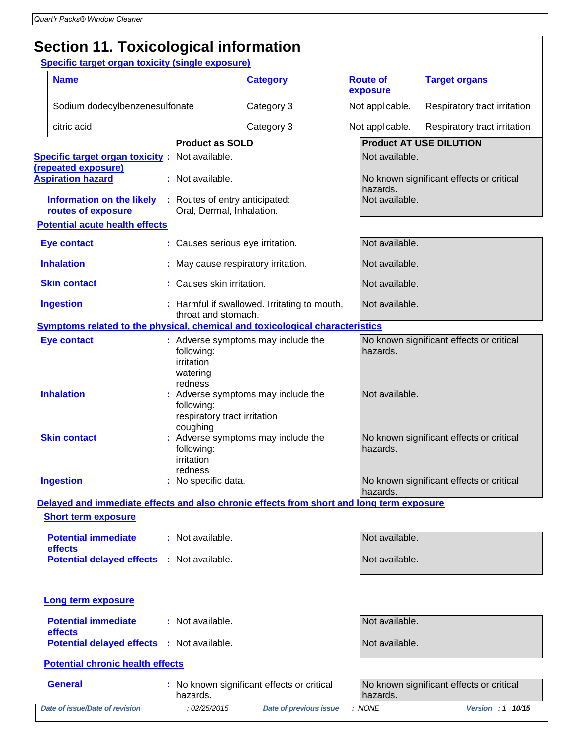## Section 11. Toxicological information

**Specific target organ toxicity (single exposure)**

| Name | Category | Route of exposure | Target organs |
|---|---|---|---|
| Sodium dodecylbenzenesulfonate | Category 3 | Not applicable. | Respiratory tract irritation |
| citric acid | Category 3 | Not applicable. | Respiratory tract irritation |

| | Product as SOLD | Product AT USE DILUTION |
|---|---|---|
| **Specific target organ toxicity (repeated exposure)** | Not available. | Not available. |
| **Aspiration hazard** | Not available. | No known significant effects or critical hazards. |
| **Information on the likely routes of exposure** | Routes of entry anticipated: Oral, Dermal, Inhalation. | Not available. |

**Potential acute health effects**

| | Product as SOLD | Product AT USE DILUTION |
|---|---|---|
| **Eye contact** | Causes serious eye irritation. | Not available. |
| **Inhalation** | May cause respiratory irritation. | Not available. |
| **Skin contact** | Causes skin irritation. | Not available. |
| **Ingestion** | Harmful if swallowed. Irritating to mouth, throat and stomach. | Not available. |

**Symptoms related to the physical, chemical and toxicological characteristics**

| | Product as SOLD | Product AT USE DILUTION |
|---|---|---|
| **Eye contact** | Adverse symptoms may include the following: irritation, watering, redness | No known significant effects or critical hazards. |
| **Inhalation** | Adverse symptoms may include the following: respiratory tract irritation, coughing | Not available. |
| **Skin contact** | Adverse symptoms may include the following: irritation, redness | No known significant effects or critical hazards. |
| **Ingestion** | No specific data. | No known significant effects or critical hazards. |

**Delayed and immediate effects and also chronic effects from short and long term exposure**

**Short term exposure**

| | Product as SOLD | Product AT USE DILUTION |
|---|---|---|
| **Potential immediate effects** | Not available. | Not available. |
| **Potential delayed effects** | Not available. | Not available. |

**Long term exposure**

| | Product as SOLD | Product AT USE DILUTION |
|---|---|---|
| **Potential immediate effects** | Not available. | Not available. |
| **Potential delayed effects** | Not available. | Not available. |

**Potential chronic health effects**

| | Product as SOLD | Product AT USE DILUTION |
|---|---|---|
| **General** | No known significant effects or critical hazards. | No known significant effects or critical hazards. |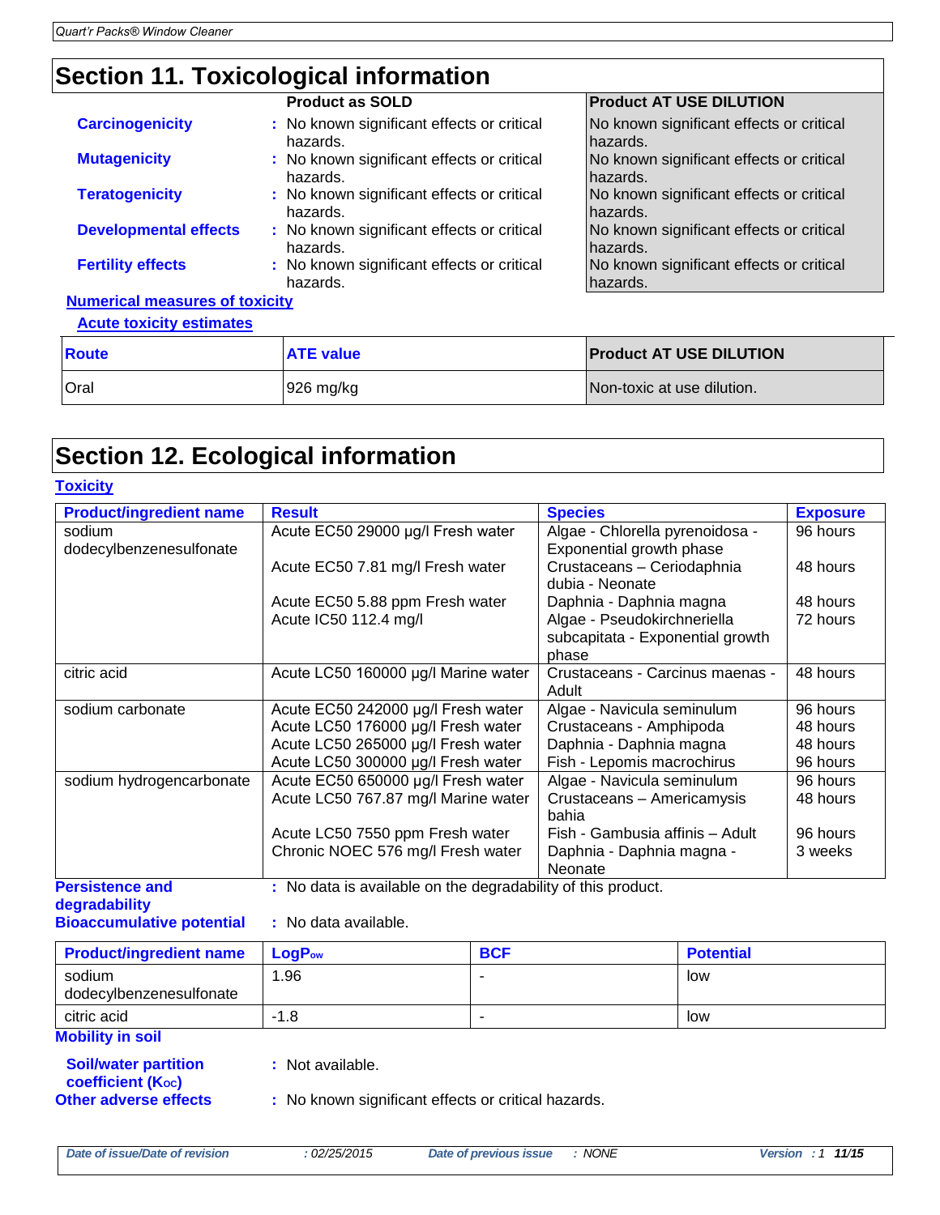# Section 11. Toxicological information

| | Product as SOLD | Product AT USE DILUTION |
|---|---|---|
| **Carcinogenicity** | : No known significant effects or critical hazards. | No known significant effects or critical hazards. |
| **Mutagenicity** | : No known significant effects or critical hazards. | No known significant effects or critical hazards. |
| **Teratogenicity** | : No known significant effects or critical hazards. | No known significant effects or critical hazards. |
| **Developmental effects** | : No known significant effects or critical hazards. | No known significant effects or critical hazards. |
| **Fertility effects** | : No known significant effects or critical hazards. | No known significant effects or critical hazards. |

**Numerical measures of toxicity**

**Acute toxicity estimates**

| Route | ATE value | Product AT USE DILUTION |
|---|---|---|
| Oral | 926 mg/kg | Non-toxic at use dilution. |

# Section 12. Ecological information

**Toxicity**

| Product/ingredient name | Result | Species | Exposure |
|---|---|---|---|
| sodium dodecylbenzenesulfonate | Acute EC50 29000 µg/l Fresh water | Algae - Chlorella pyrenoidosa - Exponential growth phase | 96 hours |
| | Acute EC50 7.81 mg/l Fresh water | Crustaceans – Ceriodaphnia dubia - Neonate | 48 hours |
| | Acute EC50 5.88 ppm Fresh water | Daphnia - Daphnia magna | 48 hours |
| | Acute IC50 112.4 mg/l | Algae - Pseudokirchneriella subcapitata - Exponential growth phase | 72 hours |
| citric acid | Acute LC50 160000 µg/l Marine water | Crustaceans - Carcinus maenas - Adult | 48 hours |
| sodium carbonate | Acute EC50 242000 µg/l Fresh water | Algae - Navicula seminulum | 96 hours |
| | Acute LC50 176000 µg/l Fresh water | Crustaceans - Amphipoda | 48 hours |
| | Acute LC50 265000 µg/l Fresh water | Daphnia - Daphnia magna | 48 hours |
| | Acute LC50 300000 µg/l Fresh water | Fish - Lepomis macrochirus | 96 hours |
| sodium hydrogencarbonate | Acute EC50 650000 µg/l Fresh water | Algae - Navicula seminulum | 96 hours |
| | Acute LC50 767.87 mg/l Marine water | Crustaceans – Americamysis bahia | 48 hours |
| | Acute LC50 7550 ppm Fresh water | Fish - Gambusia affinis – Adult | 96 hours |
| | Chronic NOEC 576 mg/l Fresh water | Daphnia - Daphnia magna - Neonate | 3 weeks |

**Persistence and degradability** : No data is available on the degradability of this product.

**Bioaccumulative potential** : No data available.

| Product/ingredient name | $LogP_{ow}$ | BCF | Potential |
|---|---|---|---|
| sodium dodecylbenzenesulfonate | 1.96 | - | low |
| citric acid | -1.8 | - | low |

**Mobility in soil**

**Soil/water partition coefficient ($K_{OC}$)** : Not available.

**Other adverse effects** : No known significant effects or critical hazards.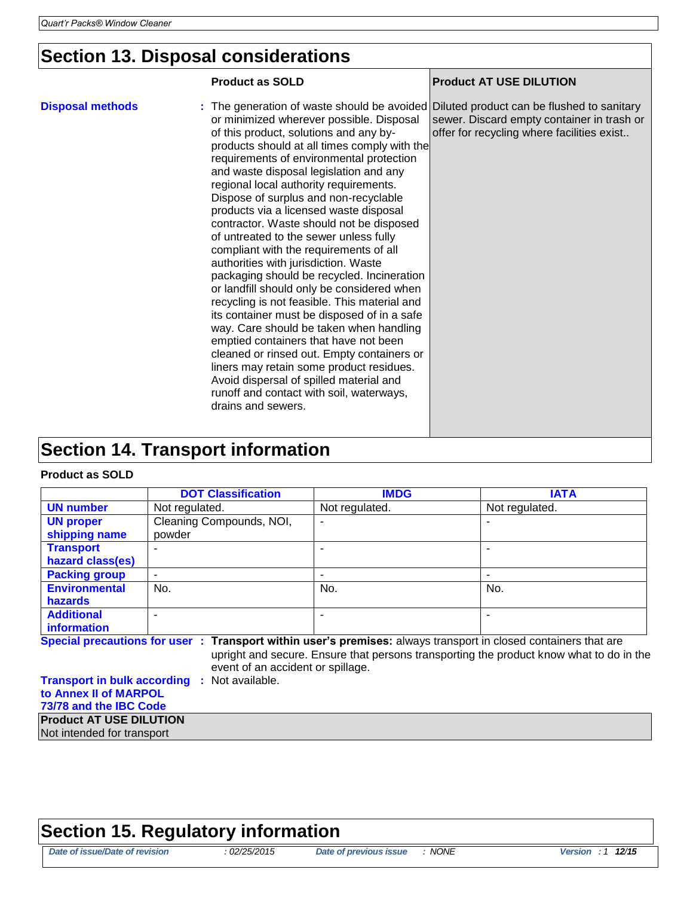## Section 13. Disposal considerations

| | Product as SOLD | Product AT USE DILUTION |
|---|---|---|
| **Disposal methods** | The generation of waste should be avoided or minimized wherever possible. Disposal of this product, solutions and any by-products should at all times comply with the requirements of environmental protection and waste disposal legislation and any regional local authority requirements. Dispose of surplus and non-recyclable products via a licensed waste disposal contractor. Waste should not be disposed of untreated to the sewer unless fully compliant with the requirements of all authorities with jurisdiction. Waste packaging should be recycled. Incineration or landfill should only be considered when recycling is not feasible. This material and its container must be disposed of in a safe way. Care should be taken when handling emptied containers that have not been cleaned or rinsed out. Empty containers or liners may retain some product residues. Avoid dispersal of spilled material and runoff and contact with soil, waterways, drains and sewers. | Diluted product can be flushed to sanitary sewer. Discard empty container in trash or offer for recycling where facilities exist.. |

## Section 14. Transport information

**Product as SOLD**

| | DOT Classification | IMDG | IATA |
|---|---|---|---|
| **UN number** | Not regulated. | Not regulated. | Not regulated. |
| **UN proper shipping name** | Cleaning Compounds, NOI, powder | - | - |
| **Transport hazard class(es)** | - | - | - |
| **Packing group** | - | - | - |
| **Environmental hazards** | No. | No. | No. |
| **Additional information** | - | - | - |

**Special precautions for user** : **Transport within user's premises:** always transport in closed containers that are upright and secure. Ensure that persons transporting the product know what to do in the event of an accident or spillage.

**Transport in bulk according to Annex II of MARPOL 73/78 and the IBC Code** : Not available.

**Product AT USE DILUTION**

Not intended for transport

## Section 15. Regulatory information

*Date of issue/Date of revision* : 02/25/2015 *Date of previous issue* : NONE *Version* : 1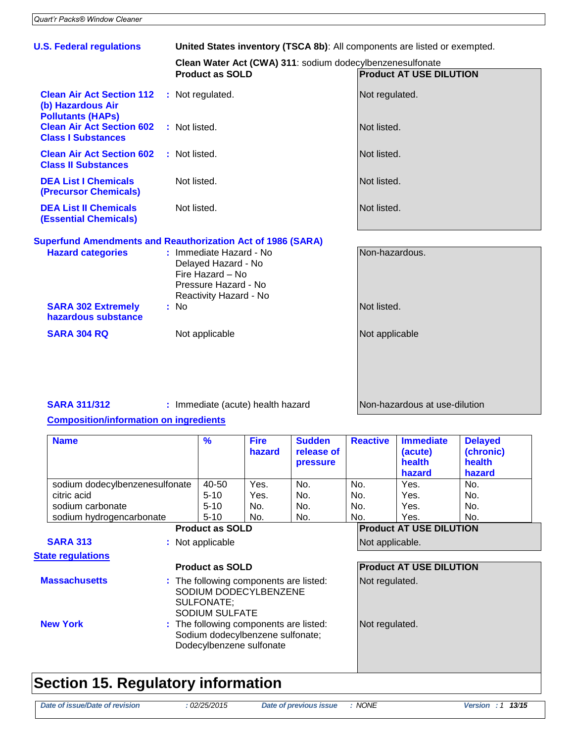## Section 15. Regulatory information

**U.S. Federal regulations**

**United States inventory (TSCA 8b)**: All components are listed or exempted.

**Clean Water Act (CWA) 311**: sodium dodecylbenzenesulfonate

| | Product as SOLD | Product AT USE DILUTION |
|---|---|---|
| **Clean Air Act Section 112 (b) Hazardous Air Pollutants (HAPs)** | Not regulated. | Not regulated. |
| **Clean Air Act Section 602 Class I Substances** | Not listed. | Not listed. |
| **Clean Air Act Section 602 Class II Substances** | Not listed. | Not listed. |
| **DEA List I Chemicals (Precursor Chemicals)** | Not listed. | Not listed. |
| **DEA List II Chemicals (Essential Chemicals)** | Not listed. | Not listed. |

**Superfund Amendments and Reauthorization Act of 1986 (SARA)**

| | Product as SOLD | Product AT USE DILUTION |
|---|---|---|
| **Hazard categories** | Immediate Hazard - No<br>Delayed Hazard - No<br>Fire Hazard – No<br>Pressure Hazard - No<br>Reactivity Hazard - No | Non-hazardous. |
| **SARA 302 Extremely hazardous substance** | No | Not listed. |
| **SARA 304 RQ** | Not applicable | Not applicable |
| **SARA 311/312** | Immediate (acute) health hazard | Non-hazardous at use-dilution |

**Composition/information on ingredients**

| Name | % | Fire hazard | Sudden release of pressure | Reactive | Immediate (acute) health hazard | Delayed (chronic) health hazard |
|---|---|---|---|---|---|---|
| sodium dodecylbenzenesulfonate | 40-50 | Yes. | No. | No. | Yes. | No. |
| citric acid | 5-10 | Yes. | No. | No. | Yes. | No. |
| sodium carbonate | 5-10 | No. | No. | No. | Yes. | No. |
| sodium hydrogencarbonate | 5-10 | No. | No. | No. | Yes. | No. |

| | Product as SOLD | Product AT USE DILUTION |
|---|---|---|
| **SARA 313** | Not applicable | Not applicable. |

**State regulations**

| | Product as SOLD | Product AT USE DILUTION |
|---|---|---|
| **Massachusetts** | The following components are listed: SODIUM DODECYLBENZENE SULFONATE; SODIUM SULFATE | Not regulated. |
| **New York** | The following components are listed: Sodium dodecylbenzene sulfonate; Dodecylbenzene sulfonate | Not regulated. |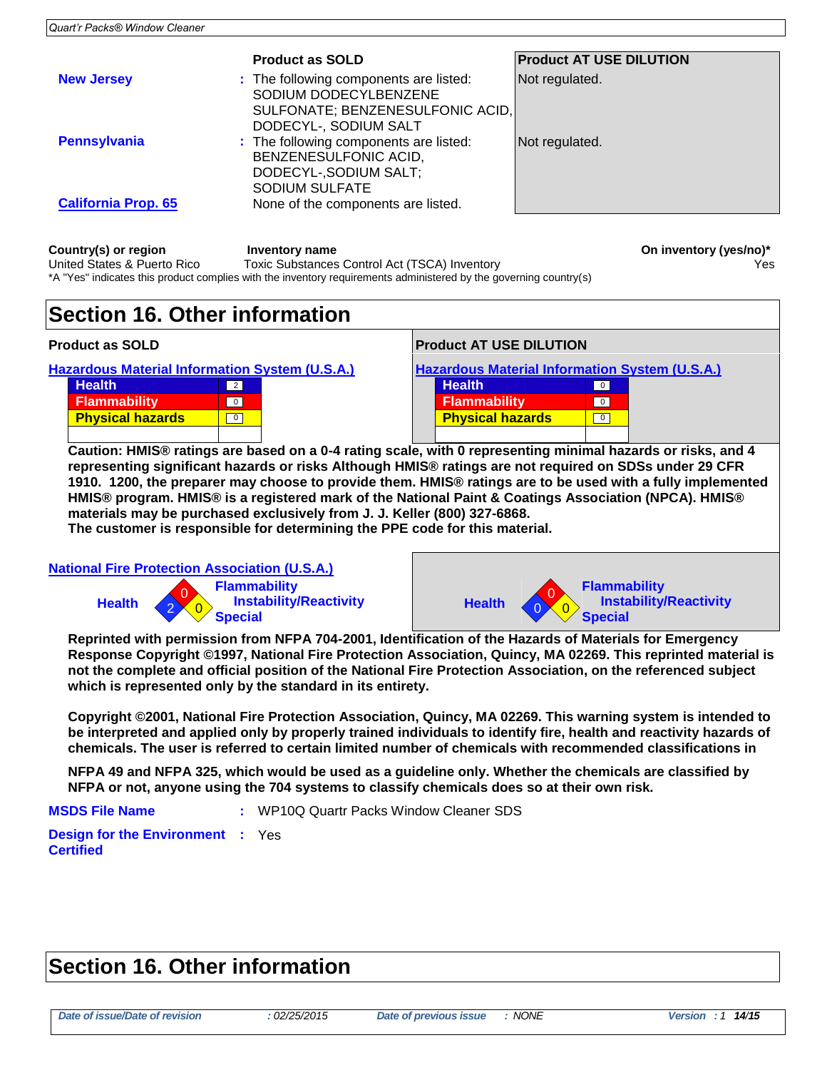| | Product as SOLD | Product AT USE DILUTION |
|---|---|---|
| **New Jersey** | : The following components are listed: SODIUM DODECYLBENZENE SULFONATE; BENZENESULFONIC ACID, DODECYL-, SODIUM SALT | Not regulated. |
| **Pennsylvania** | : The following components are listed: BENZENESULFONIC ACID, DODECYL-,SODIUM SALT; SODIUM SULFATE | Not regulated. |
| **California Prop. 65** | None of the components are listed. | |

| Country(s) or region | Inventory name | On inventory (yes/no)* |
|---|---|---|
| United States & Puerto Rico | Toxic Substances Control Act (TSCA) Inventory | Yes |

*A "Yes" indicates this product complies with the inventory requirements administered by the governing country(s)

# Section 16. Other information

**Hazardous Material Information System (U.S.A.)**

| | Product as SOLD | Product AT USE DILUTION |
|---|---|---|
| Health | 2 | 0 |
| Flammability | 0 | 0 |
| Physical hazards | 0 | 0 |

**Caution: HMIS® ratings are based on a 0-4 rating scale, with 0 representing minimal hazards or risks, and 4 representing significant hazards or risks Although HMIS® ratings are not required on SDSs under 29 CFR 1910. 1200, the preparer may choose to provide them. HMIS® ratings are to be used with a fully implemented HMIS® program. HMIS® is a registered mark of the National Paint & Coatings Association (NPCA). HMIS® materials may be purchased exclusively from J. J. Keller (800) 327-6868.**
**The customer is responsible for determining the PPE code for this material.**

**National Fire Protection Association (U.S.A.)**

| | Product as SOLD | Product AT USE DILUTION |
|---|---|---|
| Health | 2 | 0 |
| Flammability | 0 | 0 |
| Instability/Reactivity | 0 | 0 |
| Special | | |

**Reprinted with permission from NFPA 704-2001, Identification of the Hazards of Materials for Emergency Response Copyright ©1997, National Fire Protection Association, Quincy, MA 02269. This reprinted material is not the complete and official position of the National Fire Protection Association, on the referenced subject which is represented only by the standard in its entirety.**

**Copyright ©2001, National Fire Protection Association, Quincy, MA 02269. This warning system is intended to be interpreted and applied only by properly trained individuals to identify fire, health and reactivity hazards of chemicals. The user is referred to certain limited number of chemicals with recommended classifications in**

**NFPA 49 and NFPA 325, which would be used as a guideline only. Whether the chemicals are classified by NFPA or not, anyone using the 704 systems to classify chemicals does so at their own risk.**

**MSDS File Name** : WP10Q Quartr Packs Window Cleaner SDS

**Design for the Environment Certified** : Yes

# Section 16. Other information

*Date of issue/Date of revision* : 02/25/2015 *Date of previous issue* : NONE *Version* : 1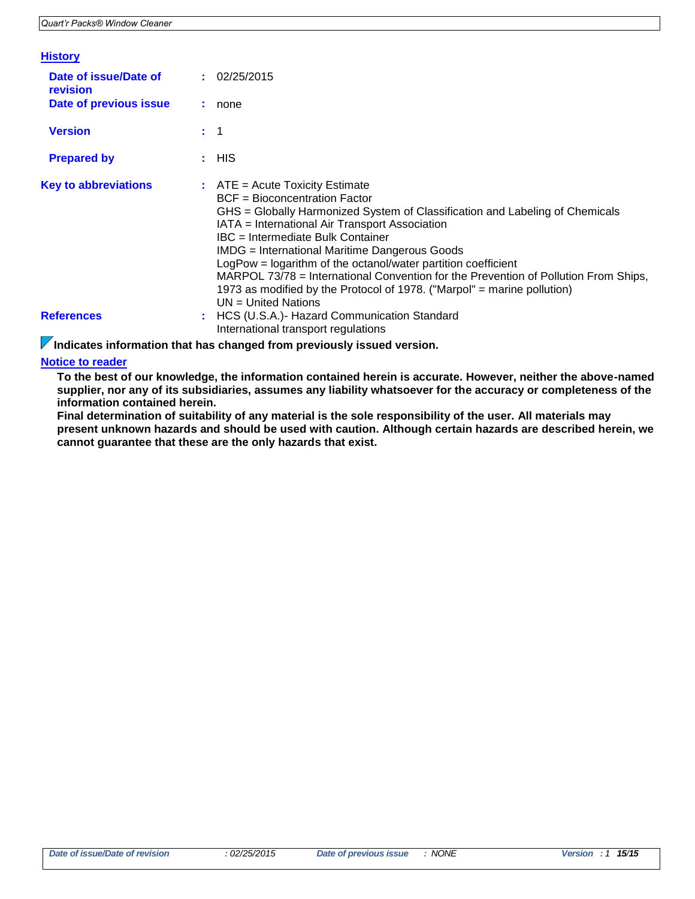## History

| | | |
|---|---|---|
| **Date of issue/Date of revision** | : | 02/25/2015 |
| **Date of previous issue** | : | none |
| **Version** | : | 1 |
| **Prepared by** | : | HIS |

**Key to abbreviations** : ATE = Acute Toxicity Estimate
BCF = Bioconcentration Factor
GHS = Globally Harmonized System of Classification and Labeling of Chemicals
IATA = International Air Transport Association
IBC = Intermediate Bulk Container
IMDG = International Maritime Dangerous Goods
LogPow = logarithm of the octanol/water partition coefficient
MARPOL 73/78 = International Convention for the Prevention of Pollution From Ships, 1973 as modified by the Protocol of 1978. ("Marpol" = marine pollution)
UN = United Nations

**References** : HCS (U.S.A.)- Hazard Communication Standard
International transport regulations

**Indicates information that has changed from previously issued version.**

## Notice to reader

**To the best of our knowledge, the information contained herein is accurate. However, neither the above-named supplier, nor any of its subsidiaries, assumes any liability whatsoever for the accuracy or completeness of the information contained herein.**

**Final determination of suitability of any material is the sole responsibility of the user. All materials may present unknown hazards and should be used with caution. Although certain hazards are described herein, we cannot guarantee that these are the only hazards that exist.**